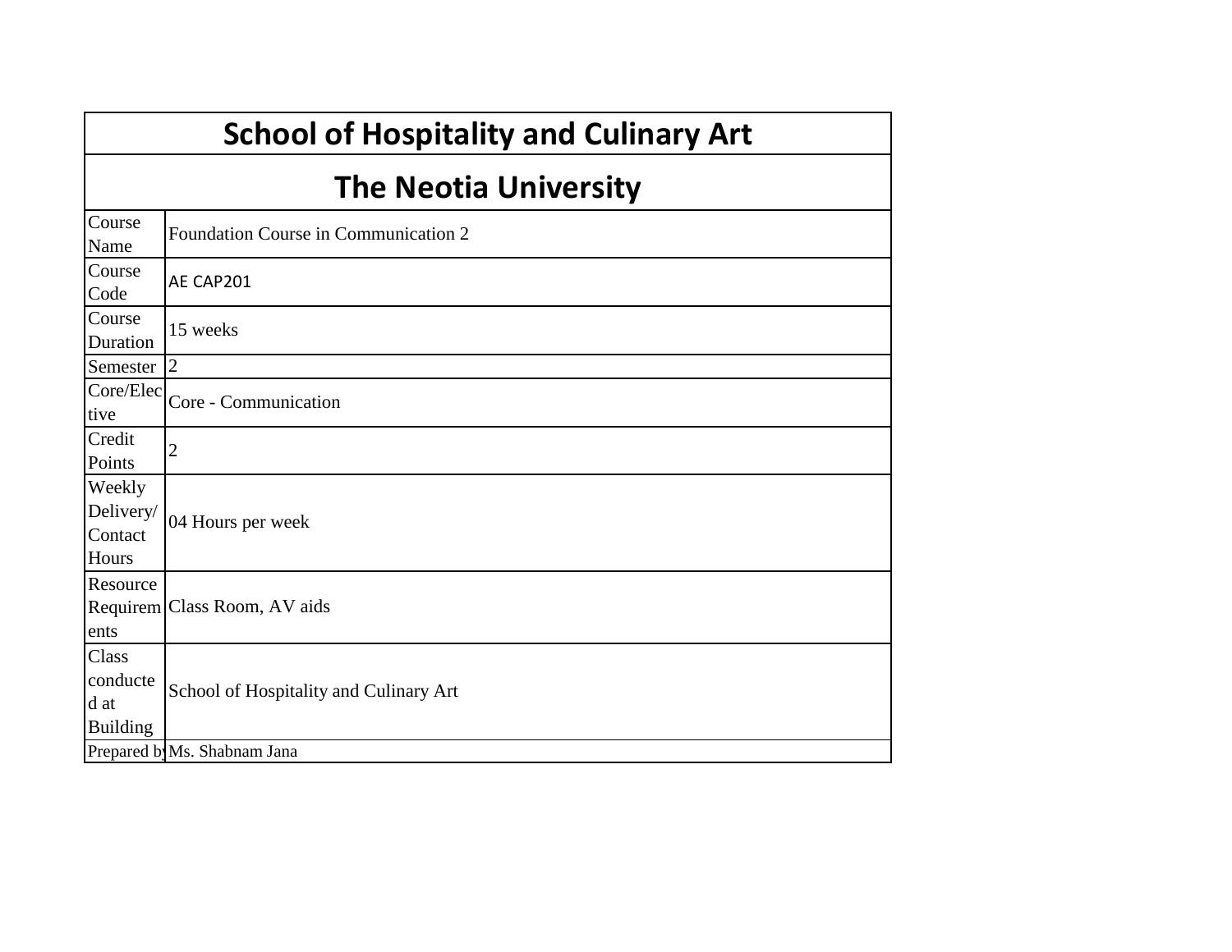# School of Hospitality and Culinary Art

## The Neotia University

| | |
|---|---|
| Course Name | Foundation Course in Communication 2 |
| Course Code | AE CAP201 |
| Course Duration | 15 weeks |
| Semester | 2 |
| Core/Elective | Core - Communication |
| Credit Points | 2 |
| Weekly Delivery/ Contact Hours | 04 Hours per week |
| Resource Requirements | Class Room, AV aids |
| Class conducted at Building | School of Hospitality and Culinary Art |
| Prepared by | Ms. Shabnam Jana |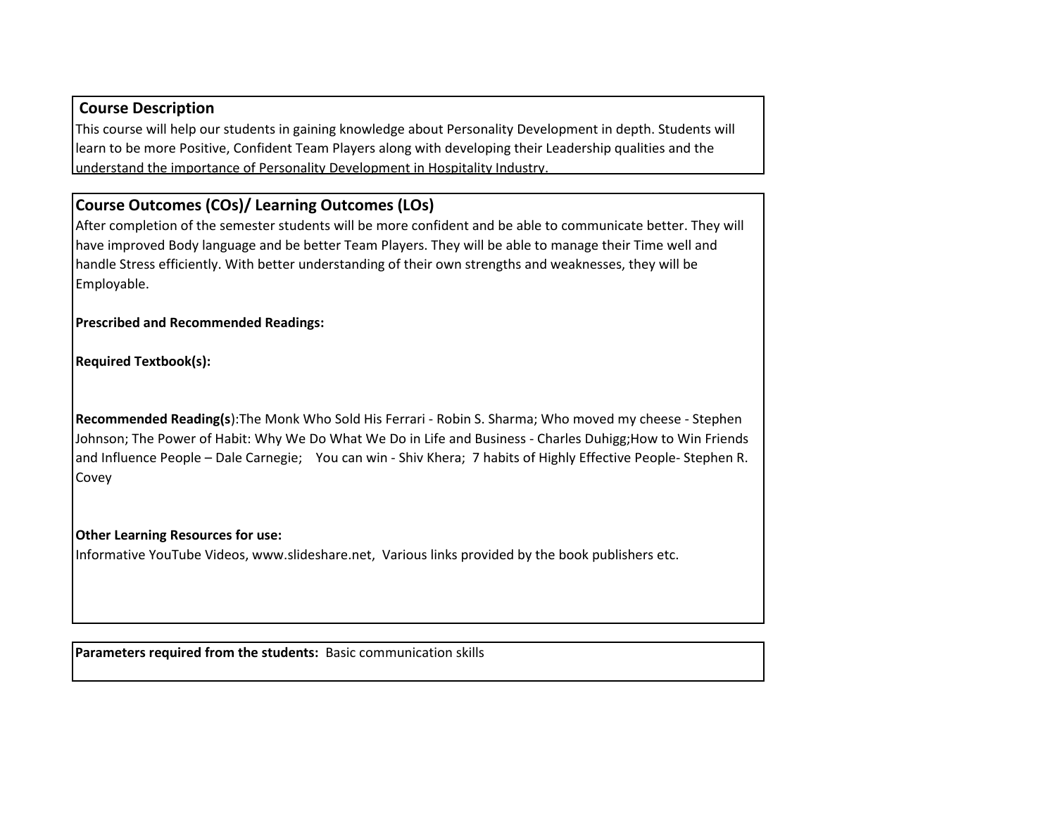## Course Description

This course will help our students in gaining knowledge about Personality Development in depth. Students will learn to be more Positive, Confident Team Players along with developing their Leadership qualities and the understand the importance of Personality Development in Hospitality Industry.

## Course Outcomes (COs)/ Learning Outcomes (LOs)

After completion of the semester students will be more confident and be able to communicate better. They will have improved Body language and be better Team Players. They will be able to manage their Time well and handle Stress efficiently. With better understanding of their own strengths and weaknesses, they will be Employable.

**Prescribed and Recommended Readings:**

**Required Textbook(s):**

**Recommended Reading(s**):The Monk Who Sold His Ferrari - Robin S. Sharma; Who moved my cheese - Stephen Johnson; The Power of Habit: Why We Do What We Do in Life and Business - Charles Duhigg;How to Win Friends and Influence People – Dale Carnegie;    You can win - Shiv Khera;  7 habits of Highly Effective People- Stephen R. Covey

**Other Learning Resources for use:**

Informative YouTube Videos, www.slideshare.net,  Various links provided by the book publishers etc.

**Parameters required from the students:** Basic communication skills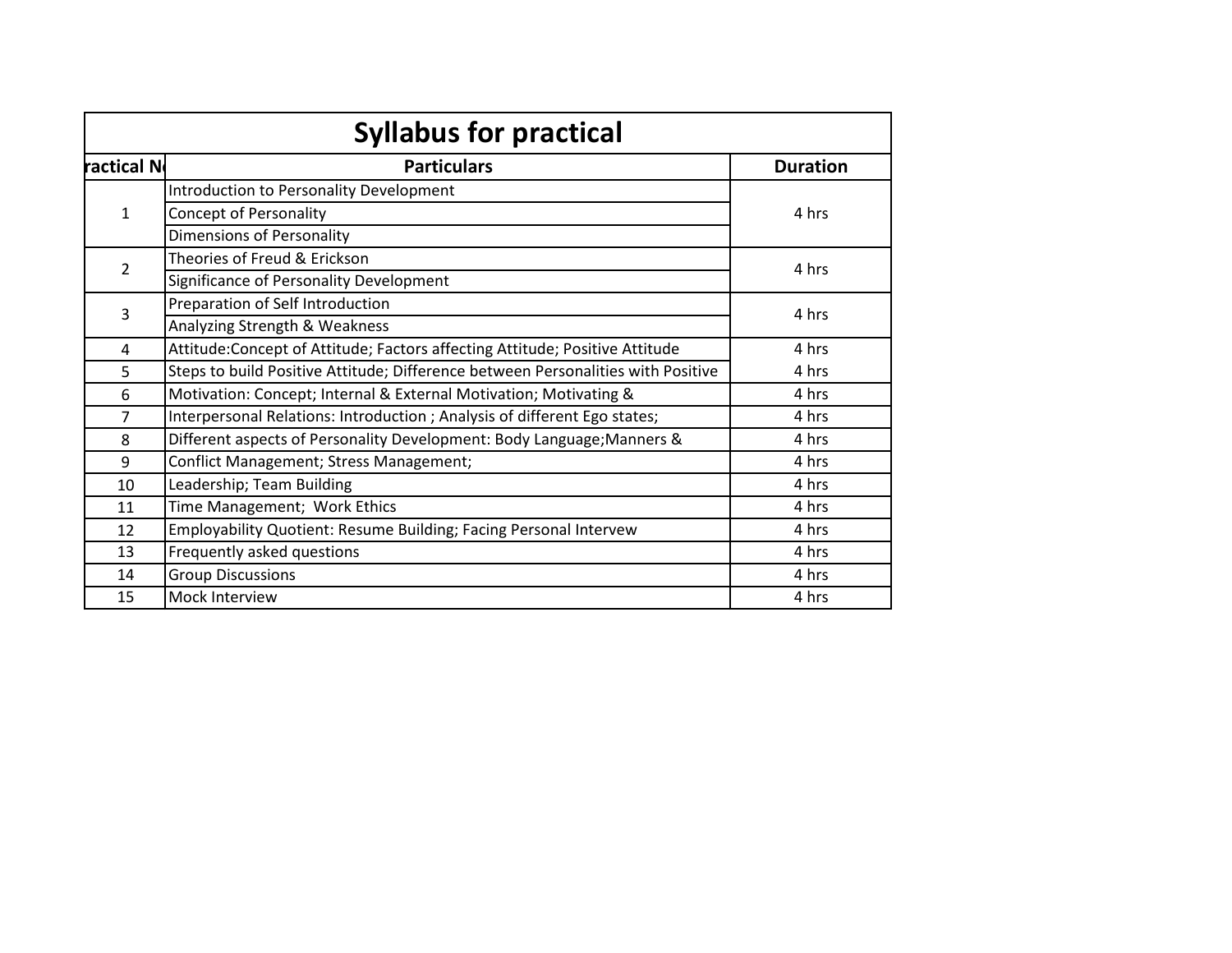# Syllabus for practical

| ractical N | Particulars | Duration |
|---|---|---|
| 1 | Introduction to Personality Development | 4 hrs |
| | Concept of Personality | |
| | Dimensions of Personality | |
| 2 | Theories of Freud & Erickson | 4 hrs |
| | Significance of Personality Development | |
| 3 | Preparation of Self Introduction | 4 hrs |
| | Analyzing Strength & Weakness | |
| 4 | Attitude:Concept of Attitude; Factors affecting Attitude; Positive Attitude | 4 hrs |
| 5 | Steps to build Positive Attitude; Difference between Personalities with Positive | 4 hrs |
| 6 | Motivation: Concept; Internal & External Motivation; Motivating & | 4 hrs |
| 7 | Interpersonal Relations: Introduction ; Analysis of different Ego states; | 4 hrs |
| 8 | Different aspects of Personality Development: Body Language;Manners & | 4 hrs |
| 9 | Conflict Management; Stress Management; | 4 hrs |
| 10 | Leadership; Team Building | 4 hrs |
| 11 | Time Management; Work Ethics | 4 hrs |
| 12 | Employability Quotient: Resume Building; Facing Personal Intervew | 4 hrs |
| 13 | Frequently asked questions | 4 hrs |
| 14 | Group Discussions | 4 hrs |
| 15 | Mock Interview | 4 hrs |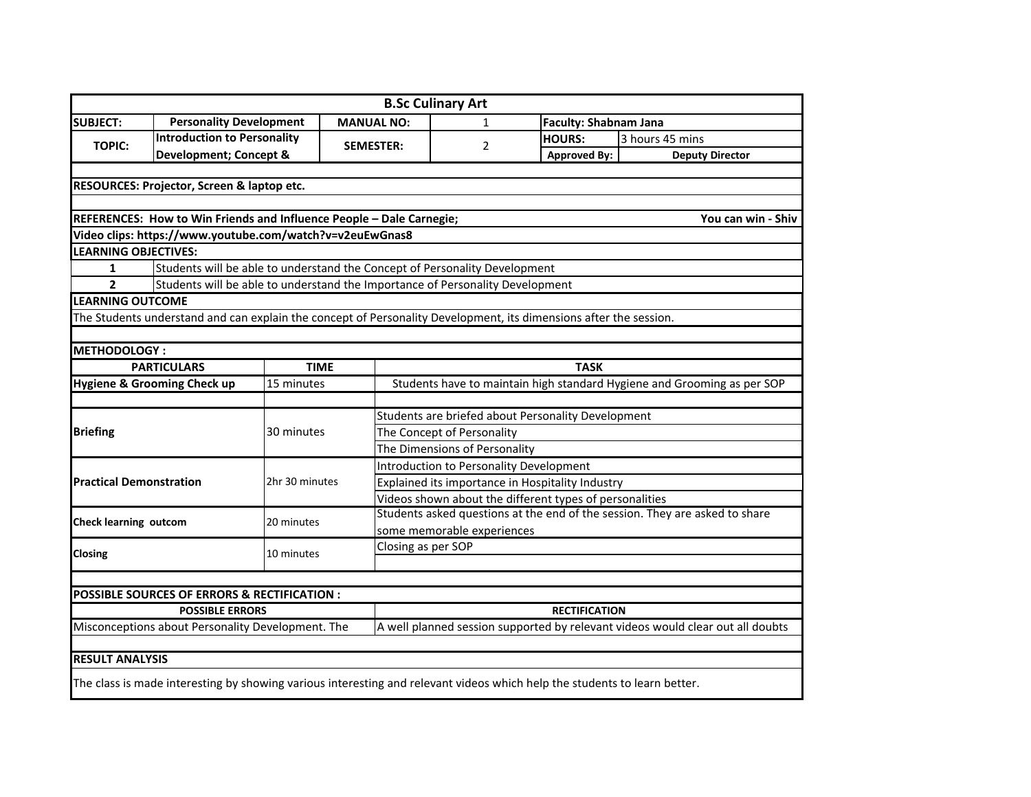## B.Sc Culinary Art

| SUBJECT: | Personality Development | MANUAL NO: | 1 | Faculty: Shabnam Jana | |
|---|---|---|---|---|---|
| TOPIC: | Introduction to Personality Development; Concept & | SEMESTER: | 2 | HOURS: | 3 hours 45 mins |
| | | | | Approved By: | Deputy Director |

**RESOURCES: Projector, Screen & laptop etc.**

**REFERENCES: How to Win Friends and Influence People – Dale Carnegie; You can win - Shiv**

**Video clips: https://www.youtube.com/watch?v=v2euEwGnas8**

**LEARNING OBJECTIVES:**

| | |
|---|---|
| 1 | Students will be able to understand the Concept of Personality Development |
| 2 | Students will be able to understand the Importance of Personality Development |

**LEARNING OUTCOME**

The Students understand and can explain the concept of Personality Development, its dimensions after the session.

**METHODOLOGY :**

| PARTICULARS | TIME | TASK |
|---|---|---|
| **Hygiene & Grooming Check up** | 15 minutes | Students have to maintain high standard Hygiene and Grooming as per SOP |
| | | |
| **Briefing** | 30 minutes | Students are briefed about Personality Development |
| | | The Concept of Personality |
| | | The Dimensions of Personality |
| **Practical Demonstration** | 2hr 30 minutes | Introduction to Personality Development |
| | | Explained its importance in Hospitality Industry |
| | | Videos shown about the different types of personalities |
| **Check learning outcom** | 20 minutes | Students asked questions at the end of the session. They are asked to share some memorable experiences |
| **Closing** | 10 minutes | Closing as per SOP |

**POSSIBLE SOURCES OF ERRORS & RECTIFICATION :**

| POSSIBLE ERRORS | RECTIFICATION |
|---|---|
| Misconceptions about Personality Development. The | A well planned session supported by relevant videos would clear out all doubts |

**RESULT ANALYSIS**

The class is made interesting by showing various interesting and relevant videos which help the students to learn better.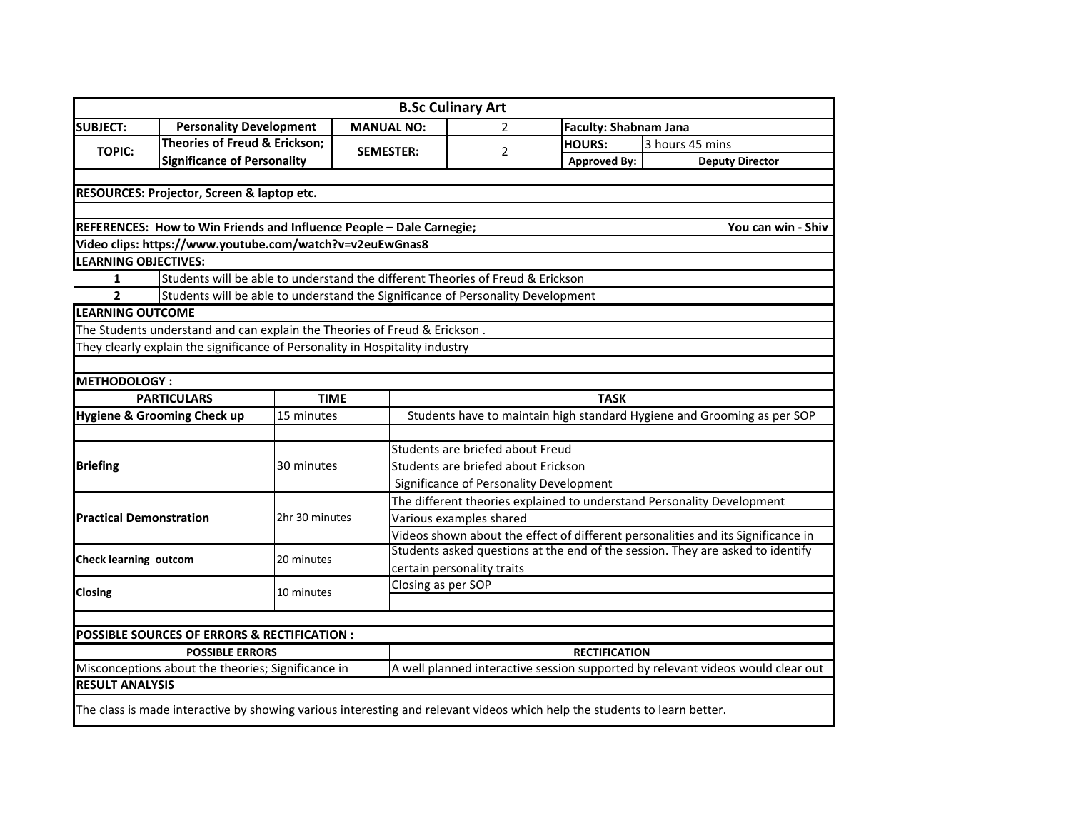# B.Sc Culinary Art

| | | | | | |
|---|---|---|---|---|---|
| **SUBJECT:** | **Personality Development** | **MANUAL NO:** | 2 | **Faculty: Shabnam Jana** | |
| **TOPIC:** | **Theories of Freud & Erickson; Significance of Personality** | **SEMESTER:** | 2 | **HOURS:** | 3 hours 45 mins |
| | | | | **Approved By:** | **Deputy Director** |

**RESOURCES: Projector, Screen & laptop etc.**

**REFERENCES: How to Win Friends and Influence People – Dale Carnegie; You can win - Shiv**

**Video clips: https://www.youtube.com/watch?v=v2euEwGnas8**

**LEARNING OBJECTIVES:**

| | |
|---|---|
| **1** | Students will be able to understand the different Theories of Freud & Erickson |
| **2** | Students will be able to understand the Significance of Personality Development |

**LEARNING OUTCOME**

The Students understand and can explain the Theories of Freud & Erickson .

They clearly explain the significance of Personality in Hospitality industry

**METHODOLOGY :**

| PARTICULARS | TIME | TASK |
|---|---|---|
| **Hygiene & Grooming Check up** | 15 minutes | Students have to maintain high standard Hygiene and Grooming as per SOP |
| | | |
| **Briefing** | 30 minutes | Students are briefed about Freud |
| | | Students are briefed about Erickson |
| | | Significance of Personality Development |
| **Practical Demonstration** | 2hr 30 minutes | The different theories explained to understand Personality Development |
| | | Various examples shared |
| | | Videos shown about the effect of different personalities and its Significance in |
| **Check learning outcom** | 20 minutes | Students asked questions at the end of the session. They are asked to identify certain personality traits |
| **Closing** | 10 minutes | Closing as per SOP |

**POSSIBLE SOURCES OF ERRORS & RECTIFICATION :**

| POSSIBLE ERRORS | RECTIFICATION |
|---|---|
| Misconceptions about the theories; Significance in | A well planned interactive session supported by relevant videos would clear out |

**RESULT ANALYSIS**

The class is made interactive by showing various interesting and relevant videos which help the students to learn better.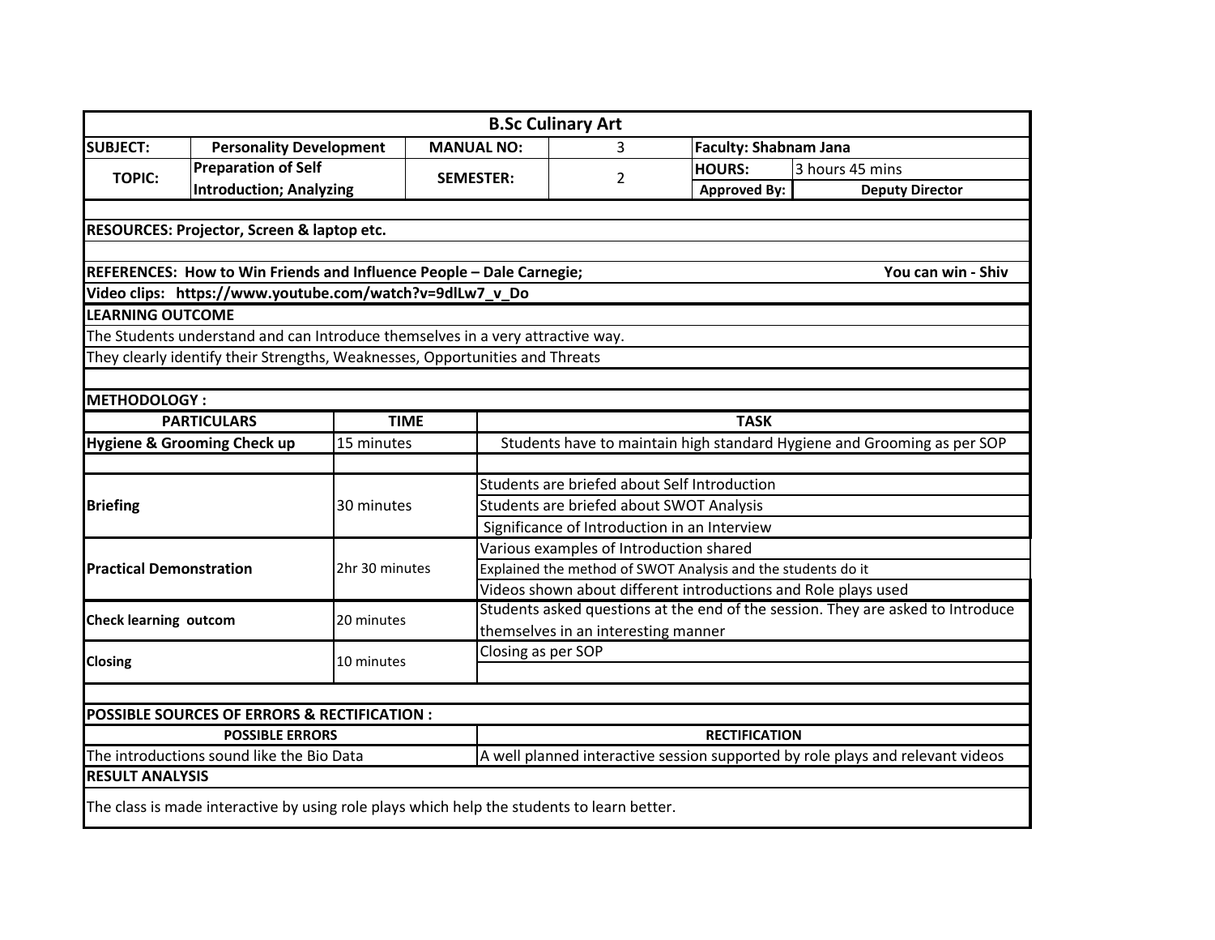## B.Sc Culinary Art

| SUBJECT: | Personality Development | MANUAL NO: | 3 | Faculty: Shabnam Jana | |
|---|---|---|---|---|---|
| TOPIC: | Preparation of Self Introduction; Analyzing | SEMESTER: | 2 | HOURS: | 3 hours 45 mins |
| | | | | Approved By: | Deputy Director |

**RESOURCES: Projector, Screen & laptop etc.**

**REFERENCES: How to Win Friends and Influence People – Dale Carnegie; You can win - Shiv**

**Video clips: https://www.youtube.com/watch?v=9dlLw7_v_Do**

**LEARNING OUTCOME**

The Students understand and can Introduce themselves in a very attractive way.

They clearly identify their Strengths, Weaknesses, Opportunities and Threats

**METHODOLOGY :**

| PARTICULARS | TIME | TASK |
|---|---|---|
| **Hygiene & Grooming Check up** | 15 minutes | Students have to maintain high standard Hygiene and Grooming as per SOP |
| | | |
| **Briefing** | 30 minutes | Students are briefed about Self Introduction |
| | | Students are briefed about SWOT Analysis |
| | | Significance of Introduction in an Interview |
| **Practical Demonstration** | 2hr 30 minutes | Various examples of Introduction shared |
| | | Explained the method of SWOT Analysis and the students do it |
| | | Videos shown about different introductions and Role plays used |
| **Check learning outcom** | 20 minutes | Students asked questions at the end of the session. They are asked to Introduce themselves in an interesting manner |
| **Closing** | 10 minutes | Closing as per SOP |

**POSSIBLE SOURCES OF ERRORS & RECTIFICATION :**

| POSSIBLE ERRORS | RECTIFICATION |
|---|---|
| The introductions sound like the Bio Data | A well planned interactive session supported by role plays and relevant videos |

**RESULT ANALYSIS**

The class is made interactive by using role plays which help the students to learn better.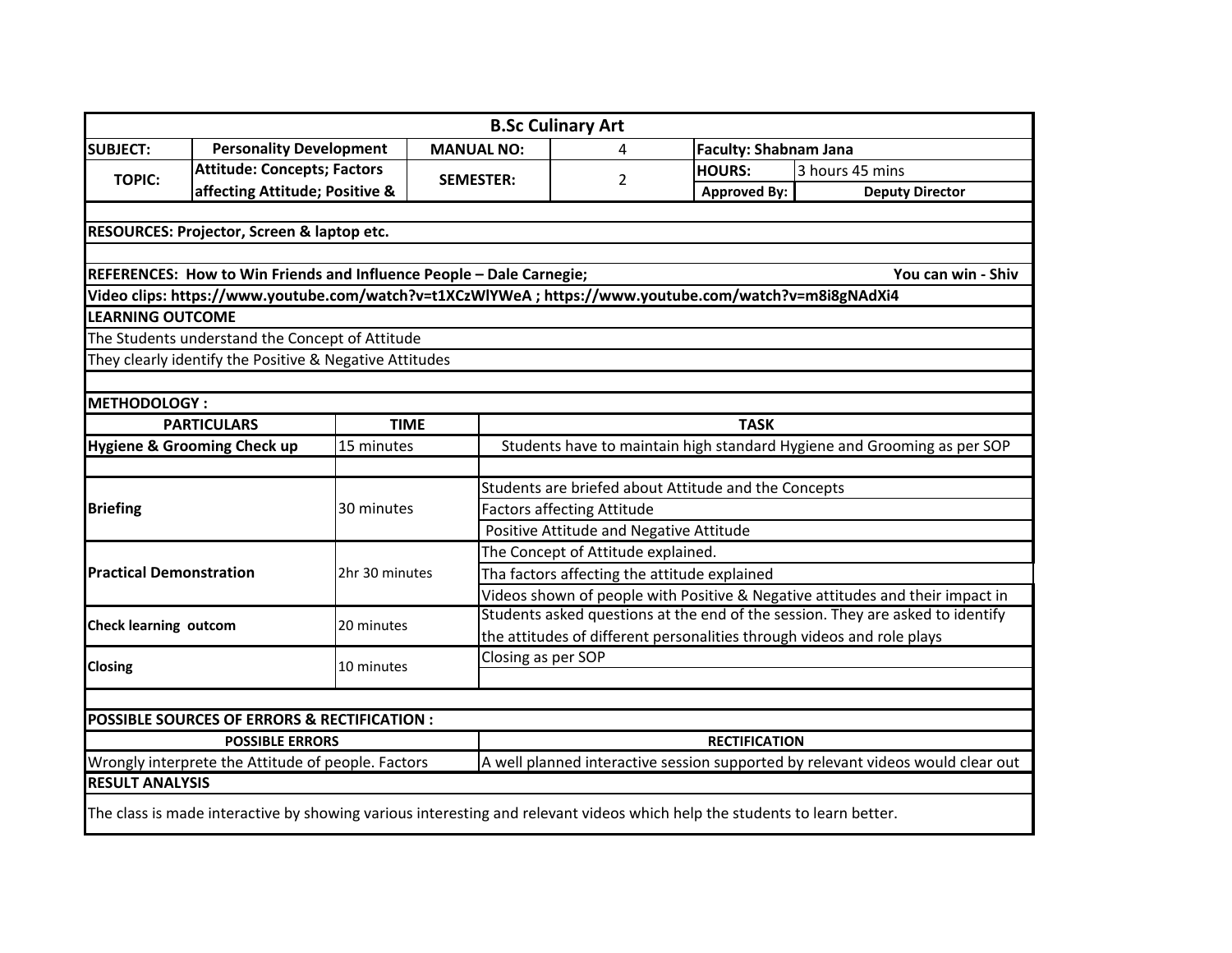# B.Sc Culinary Art

| SUBJECT: | Personality Development | MANUAL NO: | 4 | Faculty: Shabnam Jana | |
|---|---|---|---|---|---|
| TOPIC: | Attitude: Concepts; Factors affecting Attitude; Positive & | SEMESTER: | 2 | HOURS: | 3 hours 45 mins |
| | | | | Approved By: | Deputy Director |

**RESOURCES: Projector, Screen & laptop etc.**

**REFERENCES: How to Win Friends and Influence People – Dale Carnegie; You can win - Shiv**

**Video clips: https://www.youtube.com/watch?v=t1XCzWlYWeA ; https://www.youtube.com/watch?v=m8i8gNAdXi4**

**LEARNING OUTCOME**

The Students understand the Concept of Attitude

They clearly identify the Positive & Negative Attitudes

**METHODOLOGY :**

| PARTICULARS | TIME | TASK |
|---|---|---|
| **Hygiene & Grooming Check up** | 15 minutes | Students have to maintain high standard Hygiene and Grooming as per SOP |
| | | |
| **Briefing** | 30 minutes | Students are briefed about Attitude and the Concepts |
| | | Factors affecting Attitude |
| | | Positive Attitude and Negative Attitude |
| **Practical Demonstration** | 2hr 30 minutes | The Concept of Attitude explained. |
| | | Tha factors affecting the attitude explained |
| | | Videos shown of people with Positive & Negative attitudes and their impact in |
| **Check learning outcom** | 20 minutes | Students asked questions at the end of the session. They are asked to identify the attitudes of different personalities through videos and role plays |
| **Closing** | 10 minutes | Closing as per SOP |

**POSSIBLE SOURCES OF ERRORS & RECTIFICATION :**

| POSSIBLE ERRORS | RECTIFICATION |
|---|---|
| Wrongly interprete the Attitude of people. Factors | A well planned interactive session supported by relevant videos would clear out |

**RESULT ANALYSIS**

The class is made interactive by showing various interesting and relevant videos which help the students to learn better.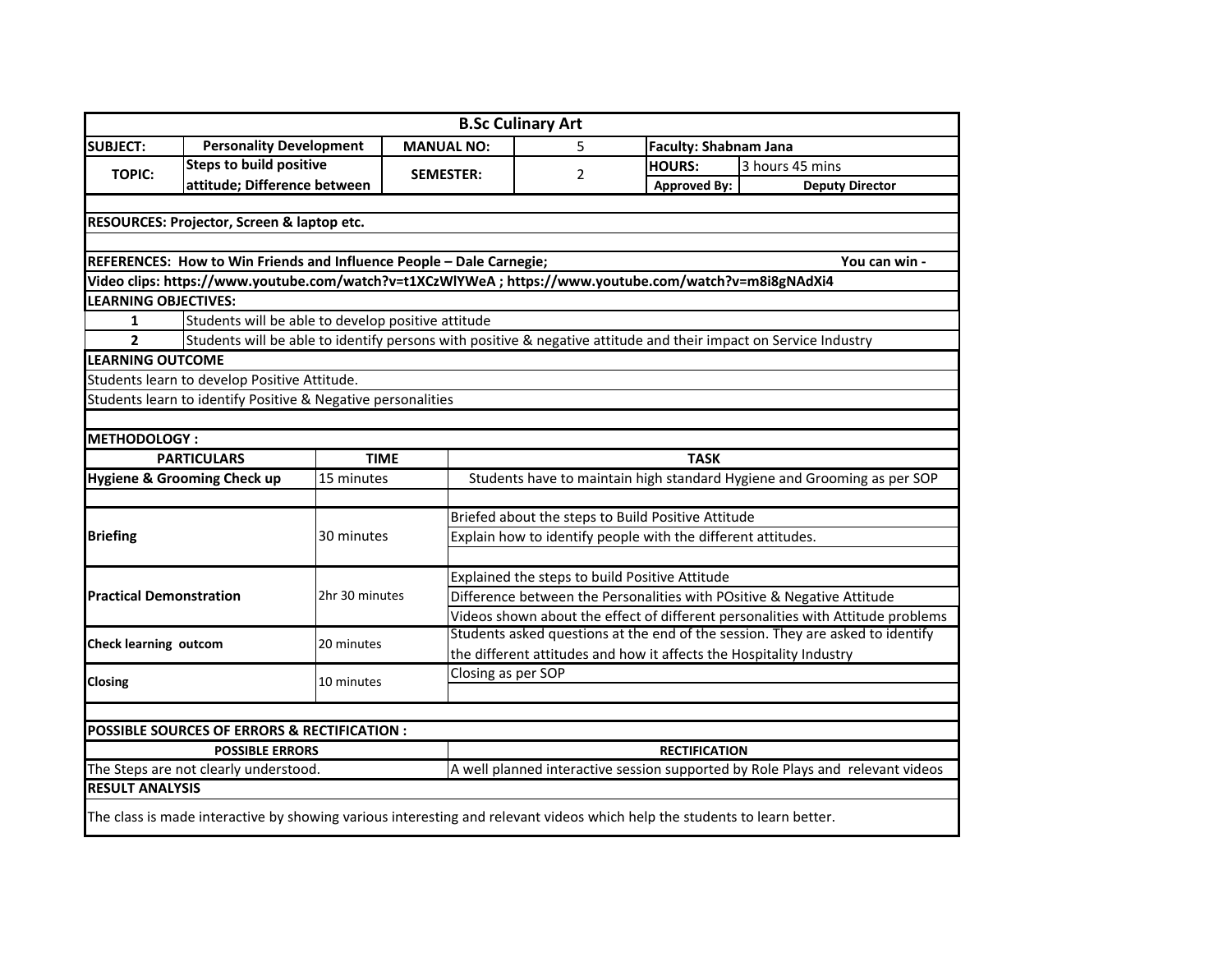# B.Sc Culinary Art

| SUBJECT: | Personality Development | MANUAL NO: | 5 | Faculty: Shabnam Jana | |
|---|---|---|---|---|---|
| TOPIC: | Steps to build positive attitude; Difference between | SEMESTER: | 2 | HOURS: | 3 hours 45 mins |
| | | | | Approved By: | Deputy Director |

**RESOURCES: Projector, Screen & laptop etc.**

**REFERENCES: How to Win Friends and Influence People – Dale Carnegie; You can win -**

**Video clips: https://www.youtube.com/watch?v=t1XCzWlYWeA ; https://www.youtube.com/watch?v=m8i8gNAdXi4**

**LEARNING OBJECTIVES:**

| | |
|---|---|
| 1 | Students will be able to develop positive attitude |
| 2 | Students will be able to identify persons with positive & negative attitude and their impact on Service Industry |

**LEARNING OUTCOME**

Students learn to develop Positive Attitude.

Students learn to identify Positive & Negative personalities

**METHODOLOGY :**

| PARTICULARS | TIME | TASK |
|---|---|---|
| Hygiene & Grooming Check up | 15 minutes | Students have to maintain high standard Hygiene and Grooming as per SOP |
| | | |
| Briefing | 30 minutes | Briefed about the steps to Build Positive Attitude |
| | | Explain how to identify people with the different attitudes. |
| | | |
| Practical Demonstration | 2hr 30 minutes | Explained the steps to build Positive Attitude |
| | | Difference between the Personalities with POsitive & Negative Attitude |
| | | Videos shown about the effect of different personalities with Attitude problems |
| Check learning outcom | 20 minutes | Students asked questions at the end of the session. They are asked to identify the different attitudes and how it affects the Hospitality Industry |
| Closing | 10 minutes | Closing as per SOP |

**POSSIBLE SOURCES OF ERRORS & RECTIFICATION :**

| POSSIBLE ERRORS | RECTIFICATION |
|---|---|
| The Steps are not clearly understood. | A well planned interactive session supported by Role Plays and relevant videos |

**RESULT ANALYSIS**

The class is made interactive by showing various interesting and relevant videos which help the students to learn better.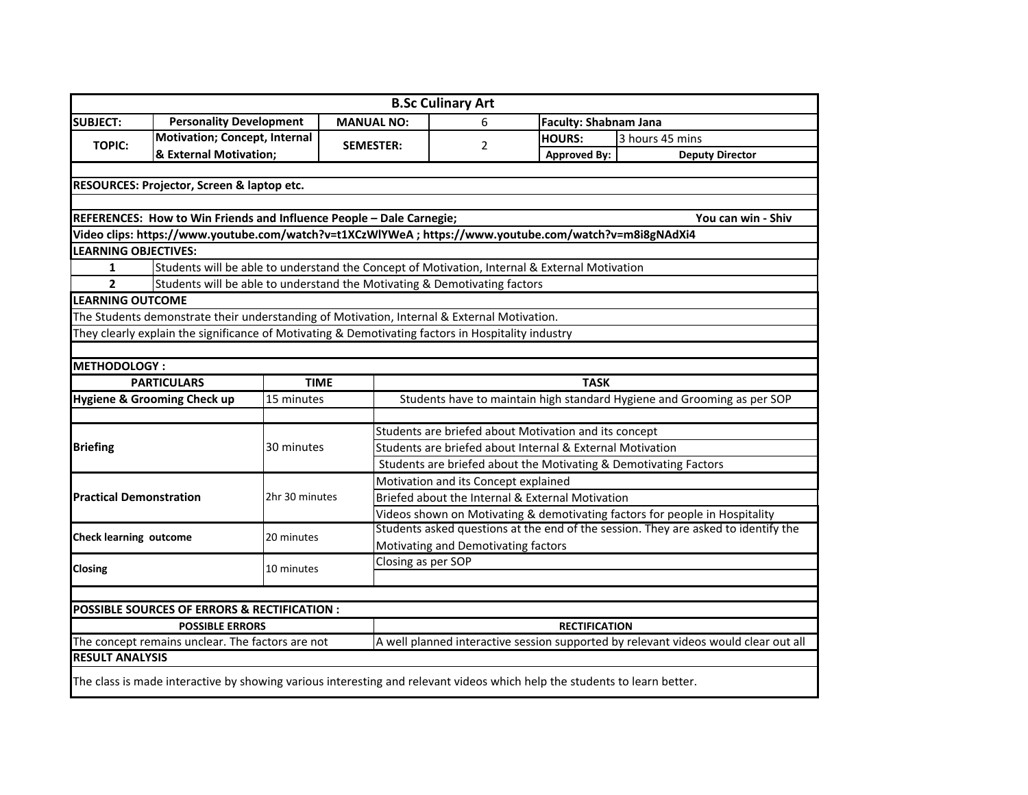**B.Sc Culinary Art**

| SUBJECT: | Personality Development | MANUAL NO: | 6 | Faculty: Shabnam Jana | |
|---|---|---|---|---|---|
| TOPIC: | Motivation; Concept, Internal & External Motivation; | SEMESTER: | 2 | HOURS: | 3 hours 45 mins |
| | | | | Approved By: | Deputy Director |

**RESOURCES: Projector, Screen & laptop etc.**

**REFERENCES: How to Win Friends and Influence People – Dale Carnegie; You can win - Shiv**

**Video clips: https://www.youtube.com/watch?v=t1XCzWlYWeA ; https://www.youtube.com/watch?v=m8i8gNAdXi4**

**LEARNING OBJECTIVES:**

| | |
|---|---|
| 1 | Students will be able to understand the Concept of Motivation, Internal & External Motivation |
| 2 | Students will be able to understand the Motivating & Demotivating factors |

**LEARNING OUTCOME**

The Students demonstrate their understanding of Motivation, Internal & External Motivation.

They clearly explain the significance of Motivating & Demotivating factors in Hospitality industry

**METHODOLOGY :**

| PARTICULARS | TIME | TASK |
|---|---|---|
| Hygiene & Grooming Check up | 15 minutes | Students have to maintain high standard Hygiene and Grooming as per SOP |
| | | |
| Briefing | 30 minutes | Students are briefed about Motivation and its concept |
| | | Students are briefed about Internal & External Motivation |
| | | Students are briefed about the Motivating & Demotivating Factors |
| Practical Demonstration | 2hr 30 minutes | Motivation and its Concept explained |
| | | Briefed about the Internal & External Motivation |
| | | Videos shown on Motivating & demotivating factors for people in Hospitality |
| Check learning outcome | 20 minutes | Students asked questions at the end of the session. They are asked to identify the Motivating and Demotivating factors |
| Closing | 10 minutes | Closing as per SOP |

**POSSIBLE SOURCES OF ERRORS & RECTIFICATION :**

| POSSIBLE ERRORS | RECTIFICATION |
|---|---|
| The concept remains unclear. The factors are not | A well planned interactive session supported by relevant videos would clear out all |

**RESULT ANALYSIS**

The class is made interactive by showing various interesting and relevant videos which help the students to learn better.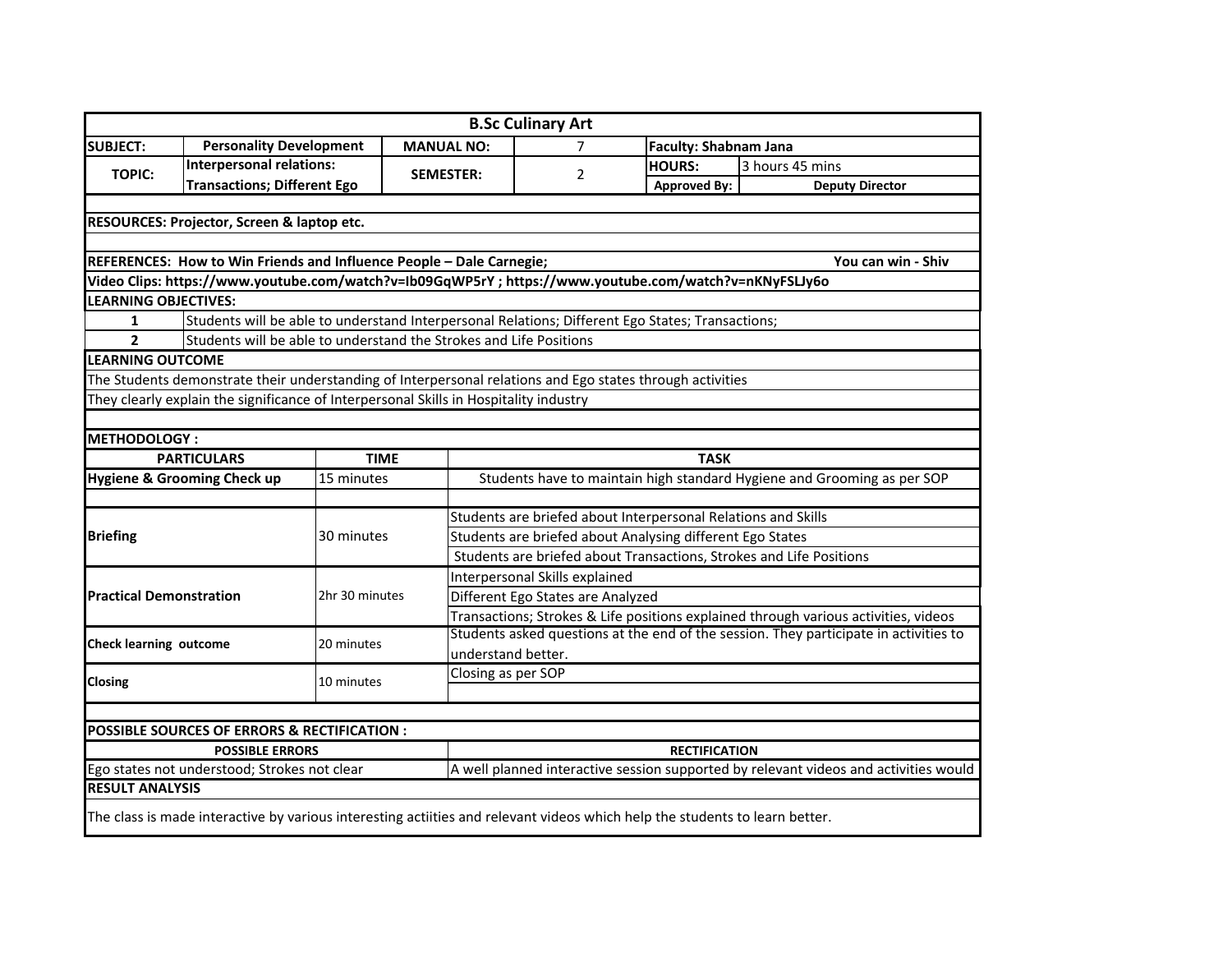## B.Sc Culinary Art

| SUBJECT: | Personality Development | MANUAL NO: | 7 | Faculty: Shabnam Jana | |
|---|---|---|---|---|---|
| TOPIC: | Interpersonal relations: Transactions; Different Ego | SEMESTER: | 2 | HOURS: | 3 hours 45 mins |
| | | | | Approved By: | Deputy Director |

**RESOURCES: Projector, Screen & laptop etc.**

**REFERENCES: How to Win Friends and Influence People – Dale Carnegie; You can win - Shiv**

**Video Clips: https://www.youtube.com/watch?v=Ib09GqWP5rY ; https://www.youtube.com/watch?v=nKNyFSLJy6o**

**LEARNING OBJECTIVES:**

| | |
|---|---|
| 1 | Students will be able to understand Interpersonal Relations; Different Ego States; Transactions; |
| 2 | Students will be able to understand the Strokes and Life Positions |

**LEARNING OUTCOME**

The Students demonstrate their understanding of Interpersonal relations and Ego states through activities

They clearly explain the significance of Interpersonal Skills in Hospitality industry

**METHODOLOGY :**

| PARTICULARS | TIME | TASK |
|---|---|---|
| **Hygiene & Grooming Check up** | 15 minutes | Students have to maintain high standard Hygiene and Grooming as per SOP |
| | | |
| **Briefing** | 30 minutes | Students are briefed about Interpersonal Relations and Skills |
| | | Students are briefed about Analysing different Ego States |
| | | Students are briefed about Transactions, Strokes and Life Positions |
| **Practical Demonstration** | 2hr 30 minutes | Interpersonal Skills explained |
| | | Different Ego States are Analyzed |
| | | Transactions; Strokes & Life positions explained through various activities, videos |
| **Check learning outcome** | 20 minutes | Students asked questions at the end of the session. They participate in activities to understand better. |
| **Closing** | 10 minutes | Closing as per SOP |

**POSSIBLE SOURCES OF ERRORS & RECTIFICATION :**

| POSSIBLE ERRORS | RECTIFICATION |
|---|---|
| Ego states not understood; Strokes not clear | A well planned interactive session supported by relevant videos and activities would |

**RESULT ANALYSIS**

The class is made interactive by various interesting actiities and relevant videos which help the students to learn better.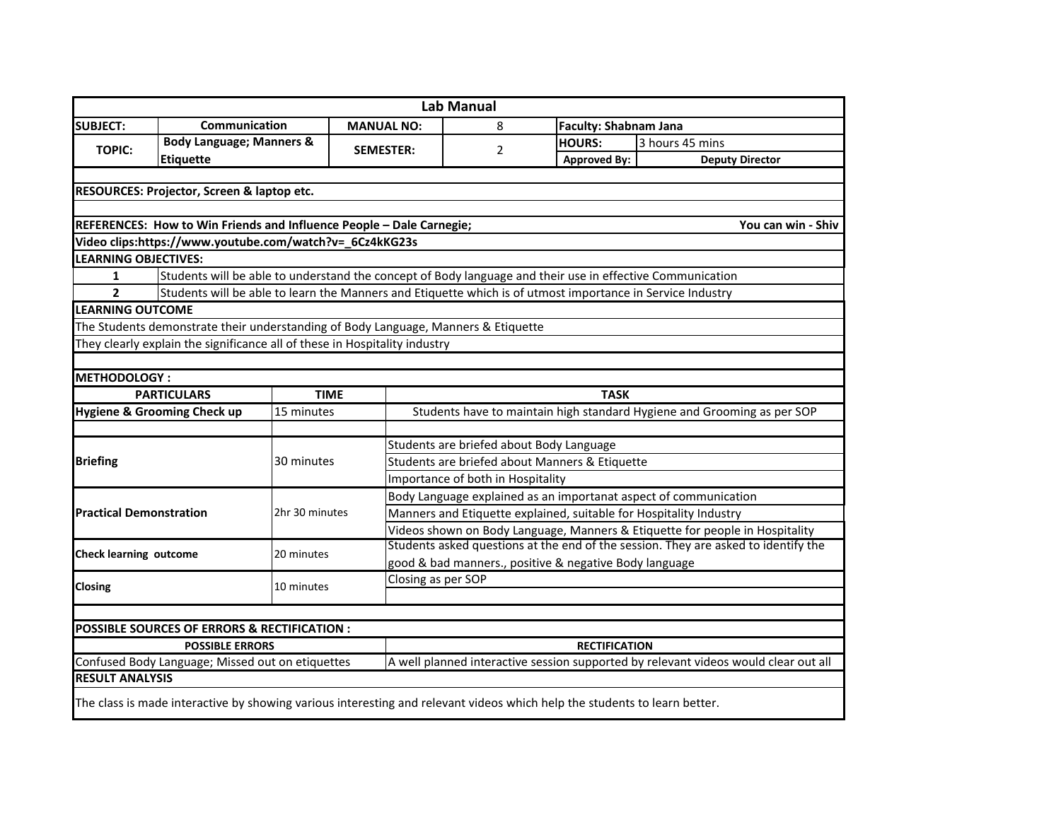# Lab Manual

| | | | | | |
|---|---|---|---|---|---|
| **SUBJECT:** | **Communication** | **MANUAL NO:** | 8 | **Faculty: Shabnam Jana** | |
| **TOPIC:** | **Body Language; Manners & Etiquette** | **SEMESTER:** | 2 | **HOURS:** | 3 hours 45 mins |
| | | | | **Approved By:** | **Deputy Director** |

**RESOURCES: Projector, Screen & laptop etc.**

**REFERENCES: How to Win Friends and Influence People – Dale Carnegie; You can win - Shiv**

**Video clips:https://www.youtube.com/watch?v=_6Cz4kKG23s**

**LEARNING OBJECTIVES:**

| | |
|---|---|
| **1** | Students will be able to understand the concept of Body language and their use in effective Communication |
| **2** | Students will be able to learn the Manners and Etiquette which is of utmost importance in Service Industry |

**LEARNING OUTCOME**

The Students demonstrate their understanding of Body Language, Manners & Etiquette

They clearly explain the significance all of these in Hospitality industry

**METHODOLOGY :**

| PARTICULARS | TIME | TASK |
|---|---|---|
| **Hygiene & Grooming Check up** | 15 minutes | Students have to maintain high standard Hygiene and Grooming as per SOP |
| **Briefing** | 30 minutes | Students are briefed about Body Language |
| | | Students are briefed about Manners & Etiquette |
| | | Importance of both in Hospitality |
| **Practical Demonstration** | 2hr 30 minutes | Body Language explained as an importanat aspect of communication |
| | | Manners and Etiquette explained, suitable for Hospitality Industry |
| | | Videos shown on Body Language, Manners & Etiquette for people in Hospitality |
| **Check learning outcome** | 20 minutes | Students asked questions at the end of the session. They are asked to identify the good & bad manners., positive & negative Body language |
| **Closing** | 10 minutes | Closing as per SOP |

**POSSIBLE SOURCES OF ERRORS & RECTIFICATION :**

| POSSIBLE ERRORS | RECTIFICATION |
|---|---|
| Confused Body Language; Missed out on etiquettes | A well planned interactive session supported by relevant videos would clear out all |

**RESULT ANALYSIS**

The class is made interactive by showing various interesting and relevant videos which help the students to learn better.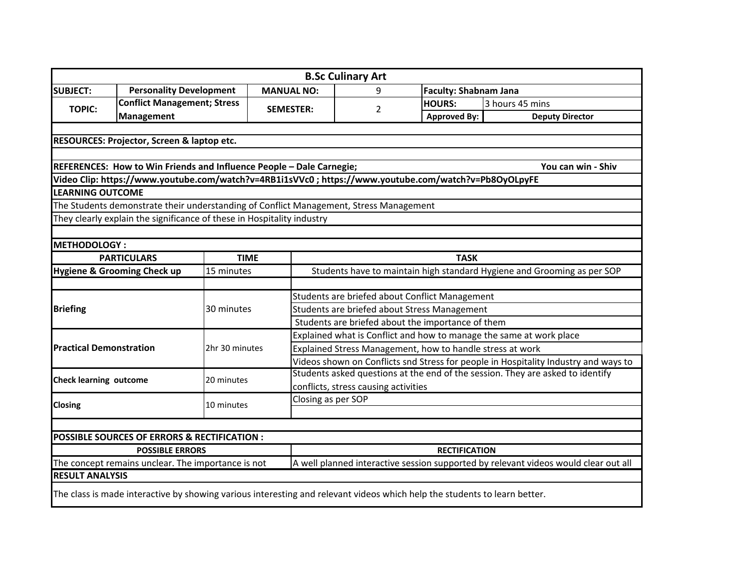## B.Sc Culinary Art

| | | | | | |
|---|---|---|---|---|---|
| **SUBJECT:** | **Personality Development** | **MANUAL NO:** | 9 | **Faculty: Shabnam Jana** | |
| **TOPIC:** | **Conflict Management; Stress Management** | **SEMESTER:** | 2 | **HOURS:** | 3 hours 45 mins |
| | | | | **Approved By:** | **Deputy Director** |

**RESOURCES: Projector, Screen & laptop etc.**

**REFERENCES: How to Win Friends and Influence People – Dale Carnegie; You can win - Shiv**

**Video Clip: https://www.youtube.com/watch?v=4RB1i1sVVc0 ; https://www.youtube.com/watch?v=Pb8OyOLpyFE**

**LEARNING OUTCOME**

The Students demonstrate their understanding of Conflict Management, Stress Management

They clearly explain the significance of these in Hospitality industry

**METHODOLOGY :**

| PARTICULARS | TIME | TASK |
|---|---|---|
| **Hygiene & Grooming Check up** | 15 minutes | Students have to maintain high standard Hygiene and Grooming as per SOP |
| | | |
| **Briefing** | 30 minutes | Students are briefed about Conflict Management |
| | | Students are briefed about Stress Management |
| | | Students are briefed about the importance of them |
| **Practical Demonstration** | 2hr 30 minutes | Explained what is Conflict and how to manage the same at work place |
| | | Explained Stress Management, how to handle stress at work |
| | | Videos shown on Conflicts snd Stress for people in Hospitality Industry and ways to |
| **Check learning outcome** | 20 minutes | Students asked questions at the end of the session. They are asked to identify conflicts, stress causing activities |
| **Closing** | 10 minutes | Closing as per SOP |

**POSSIBLE SOURCES OF ERRORS & RECTIFICATION :**

| POSSIBLE ERRORS | RECTIFICATION |
|---|---|
| The concept remains unclear. The importance is not | A well planned interactive session supported by relevant videos would clear out all |

**RESULT ANALYSIS**

The class is made interactive by showing various interesting and relevant videos which help the students to learn better.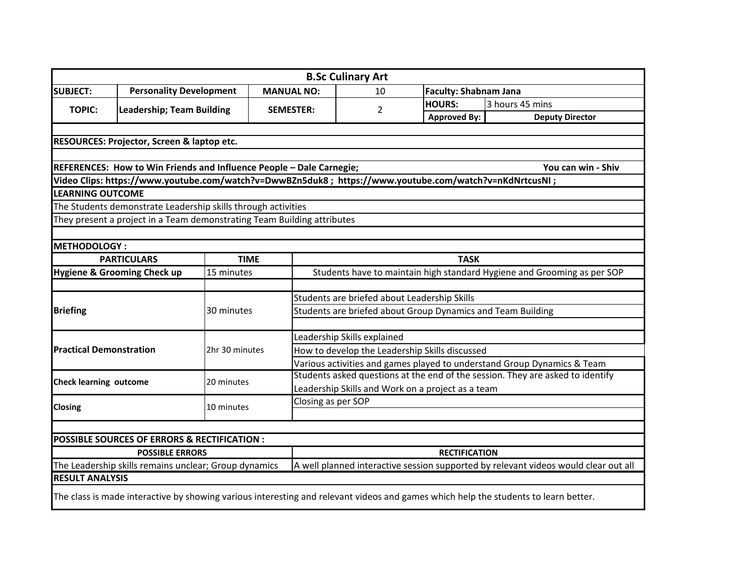## B.Sc Culinary Art

| | | | | | |
|---|---|---|---|---|---|
| **SUBJECT:** | **Personality Development** | **MANUAL NO:** | 10 | **Faculty: Shabnam Jana** | |
| **TOPIC:** | **Leadership; Team Building** | **SEMESTER:** | 2 | **HOURS:** | 3 hours 45 mins |
| | | | | **Approved By:** | **Deputy Director** |

**RESOURCES: Projector, Screen & laptop etc.**

**REFERENCES: How to Win Friends and Influence People – Dale Carnegie; You can win - Shiv**

**Video Clips: https://www.youtube.com/watch?v=DwwBZn5duk8 ; https://www.youtube.com/watch?v=nKdNrtcusNI ;**

**LEARNING OUTCOME**

The Students demonstrate Leadership skills through activities

They present a project in a Team demonstrating Team Building attributes

**METHODOLOGY :**

| PARTICULARS | TIME | TASK |
|---|---|---|
| **Hygiene & Grooming Check up** | 15 minutes | Students have to maintain high standard Hygiene and Grooming as per SOP |
| **Briefing** | 30 minutes | Students are briefed about Leadership Skills |
| | | Students are briefed about Group Dynamics and Team Building |
| **Practical Demonstration** | 2hr 30 minutes | Leadership Skills explained |
| | | How to develop the Leadership Skills discussed |
| | | Various activities and games played to understand Group Dynamics & Team |
| **Check learning outcome** | 20 minutes | Students asked questions at the end of the session. They are asked to identify Leadership Skills and Work on a project as a team |
| **Closing** | 10 minutes | Closing as per SOP |

**POSSIBLE SOURCES OF ERRORS & RECTIFICATION :**

| POSSIBLE ERRORS | RECTIFICATION |
|---|---|
| The Leadership skills remains unclear; Group dynamics | A well planned interactive session supported by relevant videos would clear out all |

**RESULT ANALYSIS**

The class is made interactive by showing various interesting and relevant videos and games which help the students to learn better.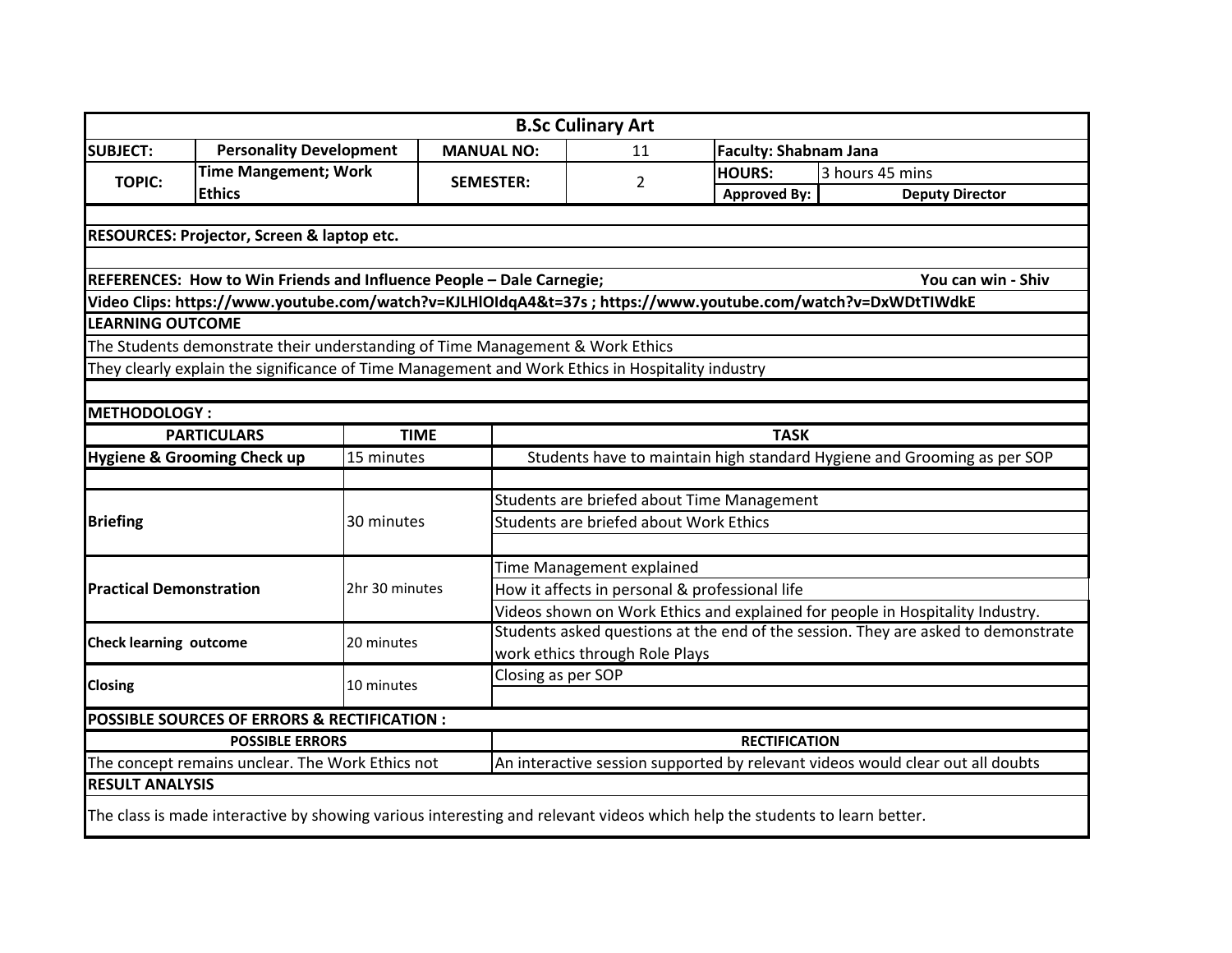# B.Sc Culinary Art

| SUBJECT: | Personality Development | MANUAL NO: | 11 | Faculty: Shabnam Jana | |
|---|---|---|---|---|---|
| TOPIC: | Time Mangement; Work Ethics | SEMESTER: | 2 | HOURS: | 3 hours 45 mins |
| | | | | Approved By: | Deputy Director |

**RESOURCES: Projector, Screen & laptop etc.**

**REFERENCES: How to Win Friends and Influence People – Dale Carnegie; You can win - Shiv**

**Video Clips: https://www.youtube.com/watch?v=KJLHlOIdqA4&t=37s ; https://www.youtube.com/watch?v=DxWDtTIWdkE**

**LEARNING OUTCOME**

The Students demonstrate their understanding of Time Management & Work Ethics

They clearly explain the significance of Time Management and Work Ethics in Hospitality industry

**METHODOLOGY :**

| PARTICULARS | TIME | TASK |
|---|---|---|
| **Hygiene & Grooming Check up** | 15 minutes | Students have to maintain high standard Hygiene and Grooming as per SOP |
| | | |
| **Briefing** | 30 minutes | Students are briefed about Time Management |
| | | Students are briefed about Work Ethics |
| | | |
| **Practical Demonstration** | 2hr 30 minutes | Time Management explained |
| | | How it affects in personal & professional life |
| | | Videos shown on Work Ethics and explained for people in Hospitality Industry. |
| **Check learning outcome** | 20 minutes | Students asked questions at the end of the session. They are asked to demonstrate work ethics through Role Plays |
| **Closing** | 10 minutes | Closing as per SOP |

**POSSIBLE SOURCES OF ERRORS & RECTIFICATION :**

| POSSIBLE ERRORS | RECTIFICATION |
|---|---|
| The concept remains unclear. The Work Ethics not | An interactive session supported by relevant videos would clear out all doubts |

**RESULT ANALYSIS**

The class is made interactive by showing various interesting and relevant videos which help the students to learn better.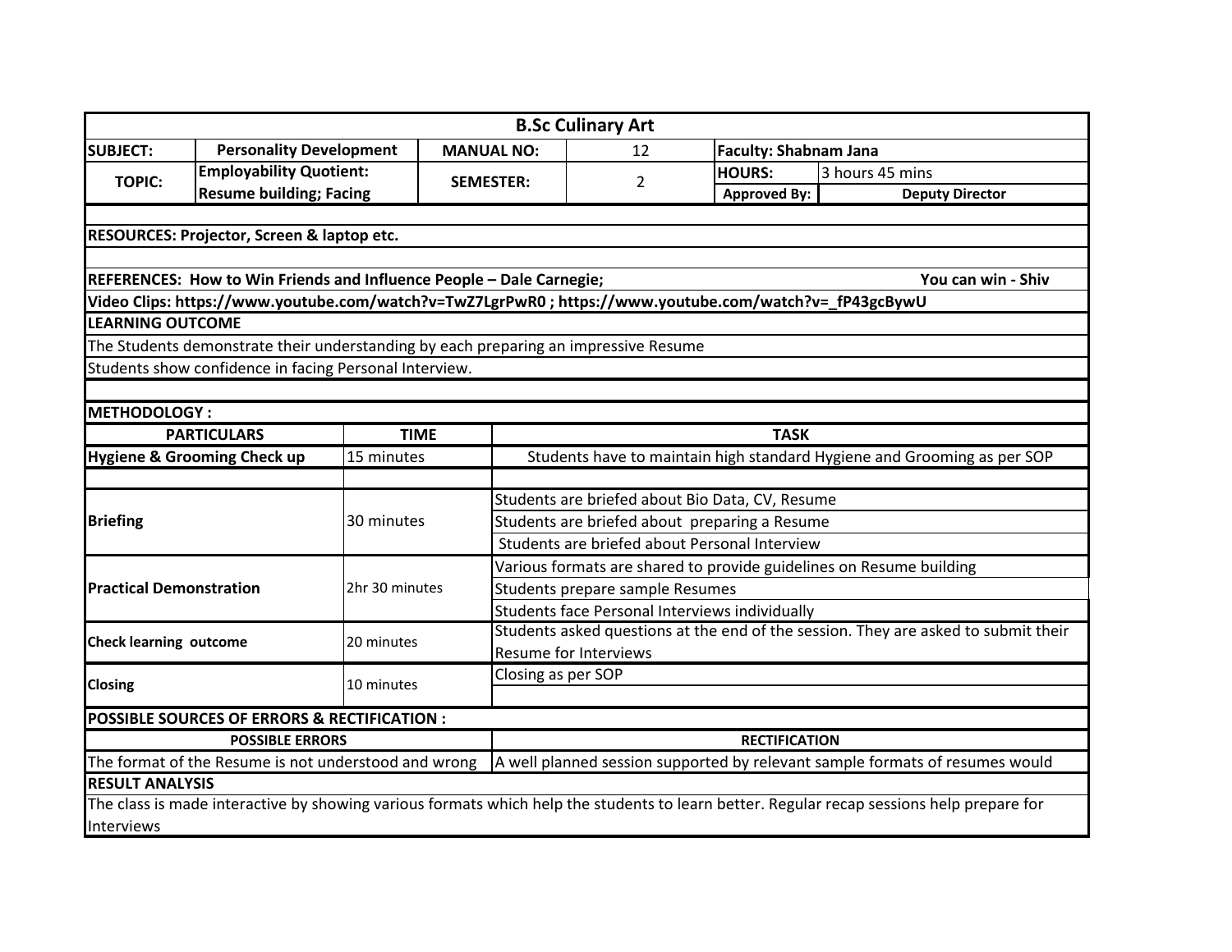## B.Sc Culinary Art

| SUBJECT: | Personality Development | MANUAL NO: | 12 | Faculty: Shabnam Jana | |
|---|---|---|---|---|---|
| TOPIC: | Employability Quotient: Resume building; Facing | SEMESTER: | 2 | HOURS: | 3 hours 45 mins |
| | | | | Approved By: | Deputy Director |

**RESOURCES: Projector, Screen & laptop etc.**

**REFERENCES: How to Win Friends and Influence People – Dale Carnegie; You can win - Shiv**

**Video Clips: https://www.youtube.com/watch?v=TwZ7LgrPwR0 ; https://www.youtube.com/watch?v=_fP43gcBywU**

**LEARNING OUTCOME**

The Students demonstrate their understanding by each preparing an impressive Resume

Students show confidence in facing Personal Interview.

**METHODOLOGY :**

| PARTICULARS | TIME | TASK |
|---|---|---|
| **Hygiene & Grooming Check up** | 15 minutes | Students have to maintain high standard Hygiene and Grooming as per SOP |
| | | |
| **Briefing** | 30 minutes | Students are briefed about Bio Data, CV, Resume |
| | | Students are briefed about preparing a Resume |
| | | Students are briefed about Personal Interview |
| **Practical Demonstration** | 2hr 30 minutes | Various formats are shared to provide guidelines on Resume building |
| | | Students prepare sample Resumes |
| | | Students face Personal Interviews individually |
| **Check learning outcome** | 20 minutes | Students asked questions at the end of the session. They are asked to submit their Resume for Interviews |
| **Closing** | 10 minutes | Closing as per SOP |

**POSSIBLE SOURCES OF ERRORS & RECTIFICATION :**

| POSSIBLE ERRORS | RECTIFICATION |
|---|---|
| The format of the Resume is not understood and wrong | A well planned session supported by relevant sample formats of resumes would |

**RESULT ANALYSIS**

The class is made interactive by showing various formats which help the students to learn better. Regular recap sessions help prepare for Interviews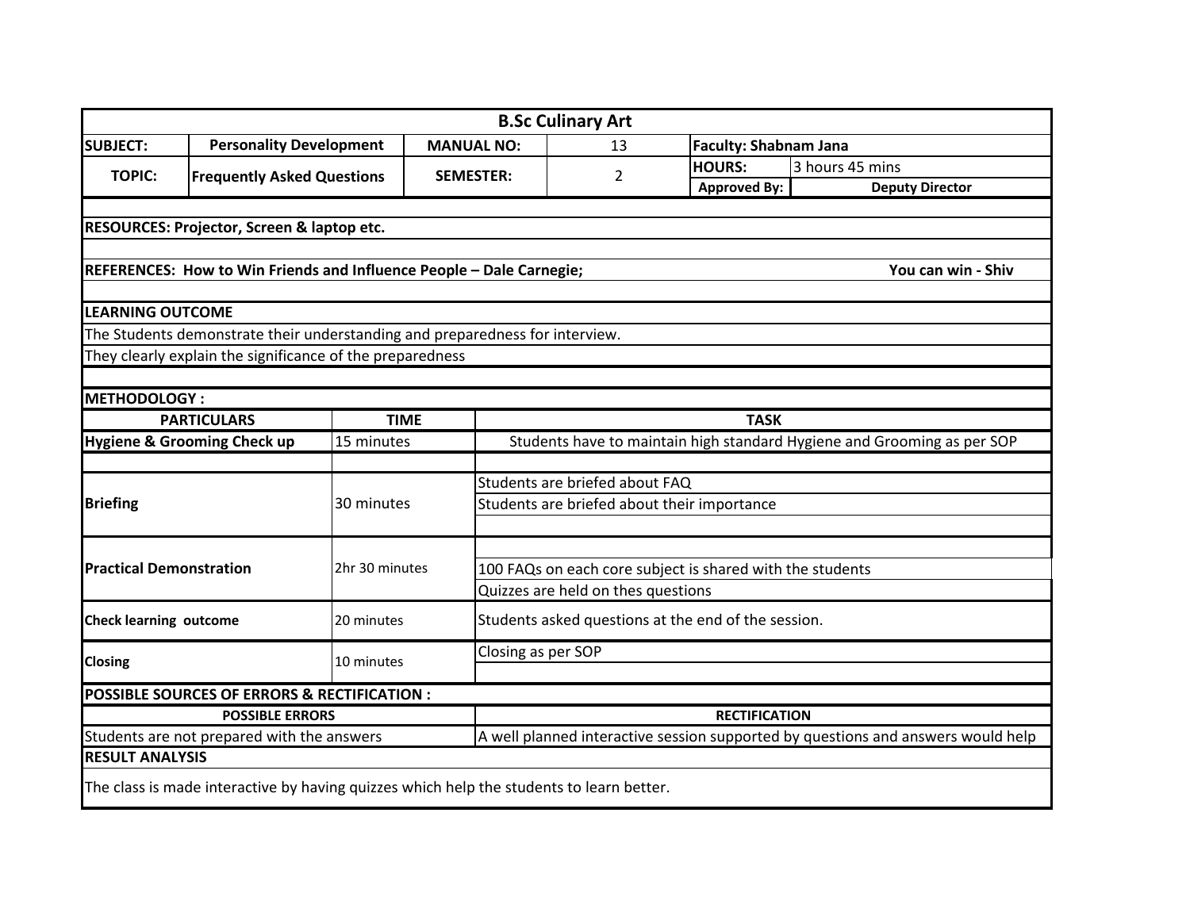# B.Sc Culinary Art

| SUBJECT: | Personality Development | MANUAL NO: | 13 | Faculty: Shabnam Jana | |
|---|---|---|---|---|---|
| TOPIC: | Frequently Asked Questions | SEMESTER: | 2 | HOURS: | 3 hours 45 mins |
| | | | | Approved By: | Deputy Director |

**RESOURCES: Projector, Screen & laptop etc.**

**REFERENCES: How to Win Friends and Influence People – Dale Carnegie; You can win - Shiv**

**LEARNING OUTCOME**

The Students demonstrate their understanding and preparedness for interview.

They clearly explain the significance of the preparedness

**METHODOLOGY :**

| PARTICULARS | TIME | TASK |
|---|---|---|
| **Hygiene & Grooming Check up** | 15 minutes | Students have to maintain high standard Hygiene and Grooming as per SOP |
| | | |
| **Briefing** | 30 minutes | Students are briefed about FAQ<br>Students are briefed about their importance |
| **Practical Demonstration** | 2hr 30 minutes | 100 FAQs on each core subject is shared with the students<br>Quizzes are held on thes questions |
| **Check learning outcome** | 20 minutes | Students asked questions at the end of the session. |
| **Closing** | 10 minutes | Closing as per SOP |

**POSSIBLE SOURCES OF ERRORS & RECTIFICATION :**

| POSSIBLE ERRORS | RECTIFICATION |
|---|---|
| Students are not prepared with the answers | A well planned interactive session supported by questions and answers would help |

**RESULT ANALYSIS**

The class is made interactive by having quizzes which help the students to learn better.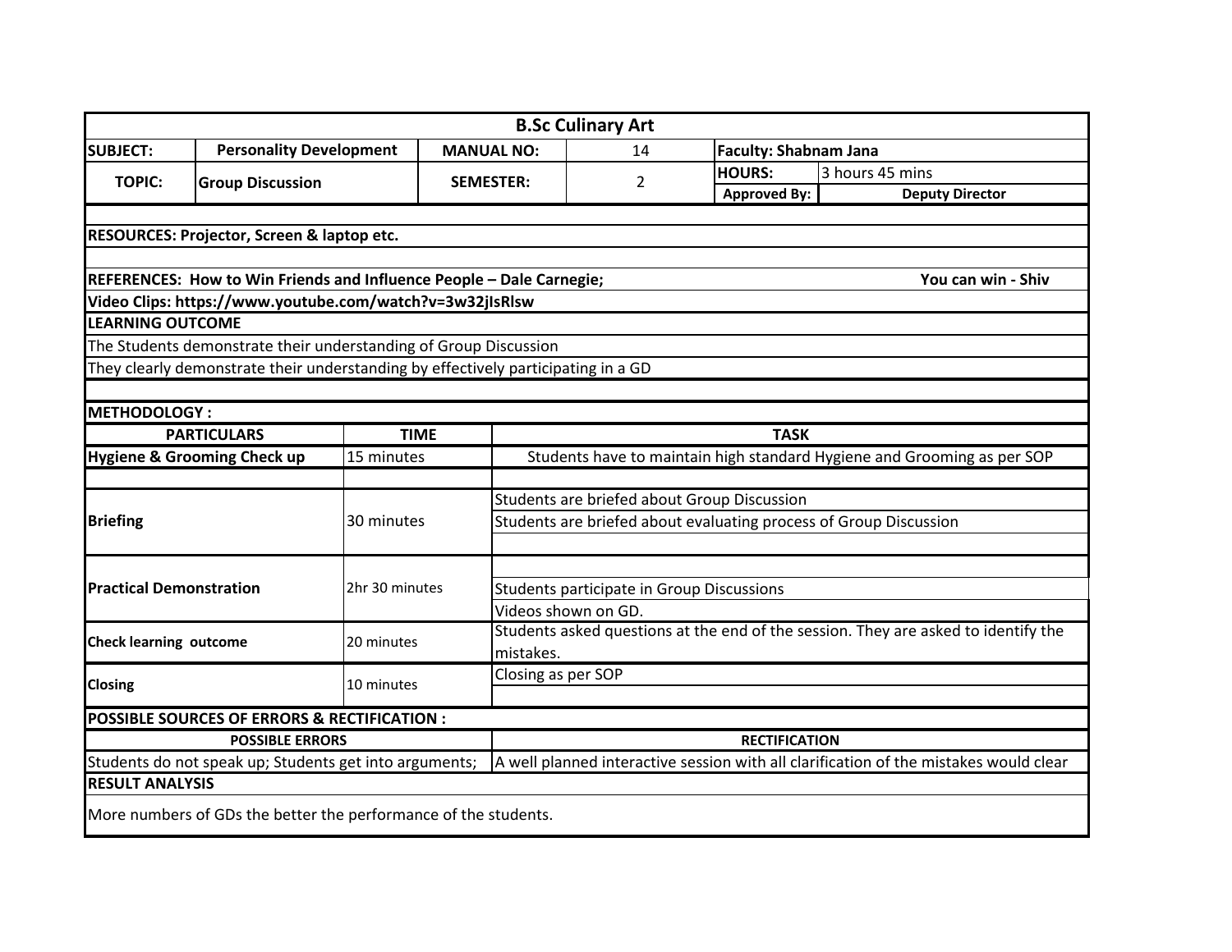# B.Sc Culinary Art

| SUBJECT: | Personality Development | MANUAL NO: | 14 | Faculty: Shabnam Jana | |
|---|---|---|---|---|---|
| TOPIC: | Group Discussion | SEMESTER: | 2 | HOURS: | 3 hours 45 mins |
| | | | | Approved By: | Deputy Director |

**RESOURCES: Projector, Screen & laptop etc.**

**REFERENCES: How to Win Friends and Influence People – Dale Carnegie; You can win - Shiv**

**Video Clips: https://www.youtube.com/watch?v=3w32jIsRlsw**

**LEARNING OUTCOME**

The Students demonstrate their understanding of Group Discussion

They clearly demonstrate their understanding by effectively participating in a GD

**METHODOLOGY :**

| PARTICULARS | TIME | TASK |
|---|---|---|
| **Hygiene & Grooming Check up** | 15 minutes | Students have to maintain high standard Hygiene and Grooming as per SOP |
| | | |
| **Briefing** | 30 minutes | Students are briefed about Group Discussion |
| | | Students are briefed about evaluating process of Group Discussion |
| | | |
| **Practical Demonstration** | 2hr 30 minutes | |
| | | Students participate in Group Discussions |
| | | Videos shown on GD. |
| **Check learning outcome** | 20 minutes | Students asked questions at the end of the session. They are asked to identify the mistakes. |
| **Closing** | 10 minutes | Closing as per SOP |
| | | |

**POSSIBLE SOURCES OF ERRORS & RECTIFICATION :**

| POSSIBLE ERRORS | RECTIFICATION |
|---|---|
| Students do not speak up; Students get into arguments; | A well planned interactive session with all clarification of the mistakes would clear |

**RESULT ANALYSIS**

More numbers of GDs the better the performance of the students.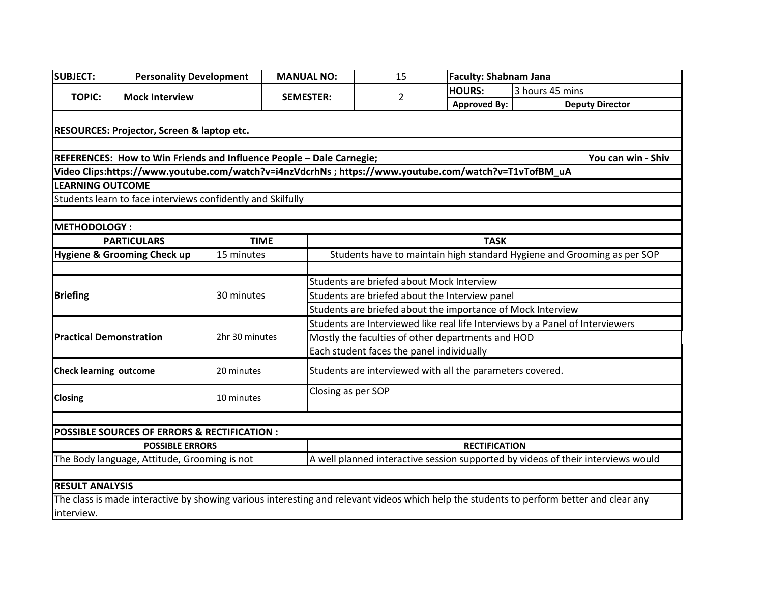| SUBJECT: | Personality Development | MANUAL NO: | 15 | Faculty: Shabnam Jana | |
|---|---|---|---|---|---|
| TOPIC: | Mock Interview | SEMESTER: | 2 | HOURS: | 3 hours 45 mins |
| | | | | Approved By: | Deputy Director |

**RESOURCES: Projector, Screen & laptop etc.**

**REFERENCES: How to Win Friends and Influence People – Dale Carnegie; You can win - Shiv**

**Video Clips:https://www.youtube.com/watch?v=i4nzVdcrhNs ; https://www.youtube.com/watch?v=T1vTofBM_uA**

**LEARNING OUTCOME**

Students learn to face interviews confidently and Skilfully

**METHODOLOGY :**

| PARTICULARS | TIME | TASK |
|---|---|---|
| **Hygiene & Grooming Check up** | 15 minutes | Students have to maintain high standard Hygiene and Grooming as per SOP |
| | | |
| **Briefing** | 30 minutes | Students are briefed about Mock Interview |
| | | Students are briefed about the Interview panel |
| | | Students are briefed about the importance of Mock Interview |
| **Practical Demonstration** | 2hr 30 minutes | Students are Interviewed like real life Interviews by a Panel of Interviewers |
| | | Mostly the faculties of other departments and HOD |
| | | Each student faces the panel individually |
| **Check learning outcome** | 20 minutes | Students are interviewed with all the parameters covered. |
| **Closing** | 10 minutes | Closing as per SOP |

**POSSIBLE SOURCES OF ERRORS & RECTIFICATION :**

| POSSIBLE ERRORS | RECTIFICATION |
|---|---|
| The Body language, Attitude, Grooming is not | A well planned interactive session supported by videos of their interviews would |

**RESULT ANALYSIS**

The class is made interactive by showing various interesting and relevant videos which help the students to perform better and clear any interview.